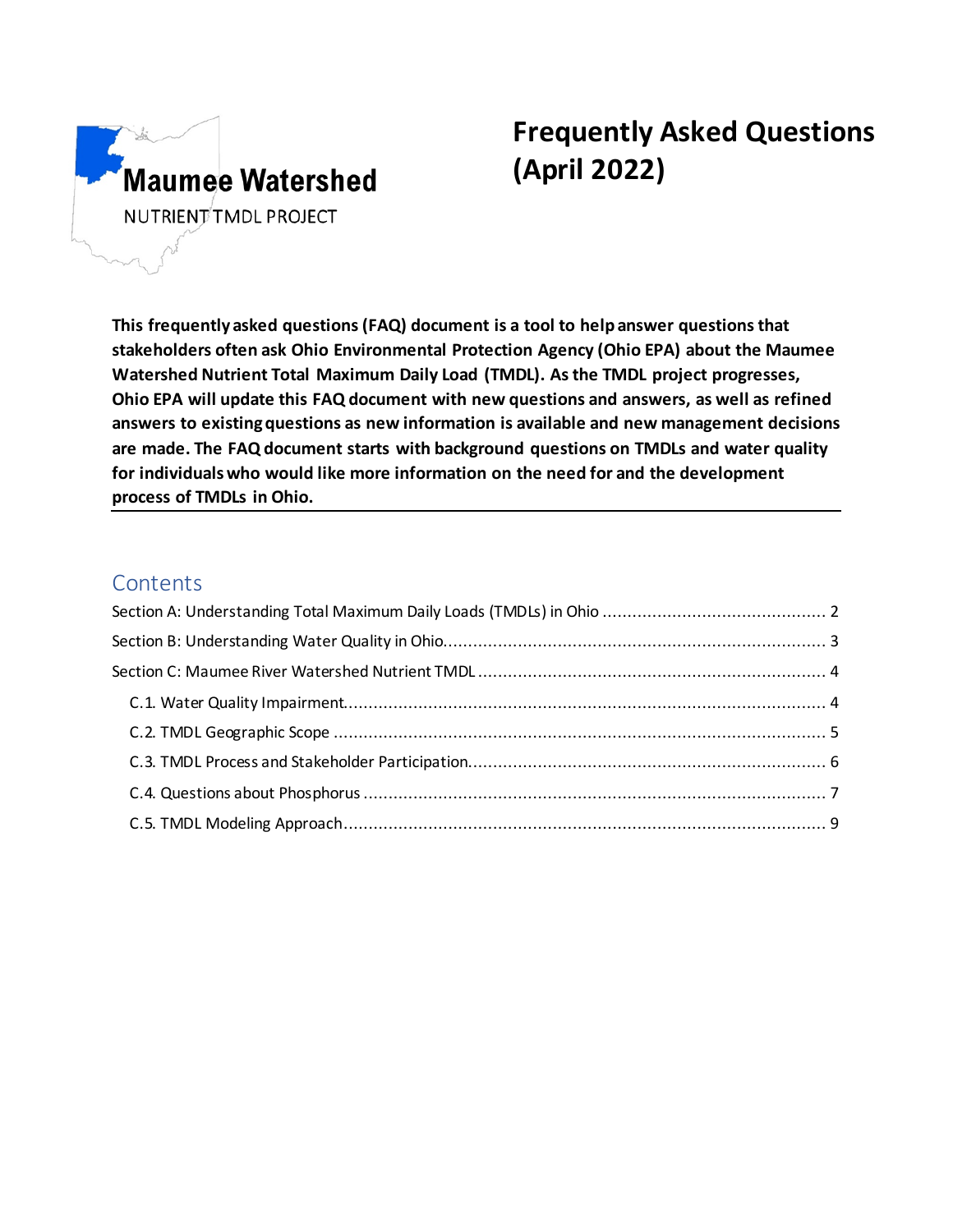Maumee Watershed

NUTRIENT TMDL PROJECT

# Frequently Asked Questions (April 2022)

**This frequently asked questions (FAQ) document is a tool to help answer questions that stakeholders often ask Ohio Environmental Protection Agency (Ohio EPA) about the Maumee Watershed Nutrient Total Maximum Daily Load (TMDL). As the TMDL project progresses, Ohio EPA will update this FAQ document with new questions and answers, as well as refined answers to existing questions as new information is available and new management decisions are made. The FAQ document starts with background questions on TMDLs and water quality for individuals who would like more information on the need for and the development process of TMDLs in Ohio.**

## Contents

- Section A: Understanding Total Maximum Daily Loads (TMDLs) in Ohio ..... 2
- Section B: Understanding Water Quality in Ohio ..... 3
- Section C: Maumee River Watershed Nutrient TMDL ..... 4
  - C.1. Water Quality Impairment ..... 4
  - C.2. TMDL Geographic Scope ..... 5
  - C.3. TMDL Process and Stakeholder Participation ..... 6
  - C.4. Questions about Phosphorus ..... 7
  - C.5. TMDL Modeling Approach ..... 9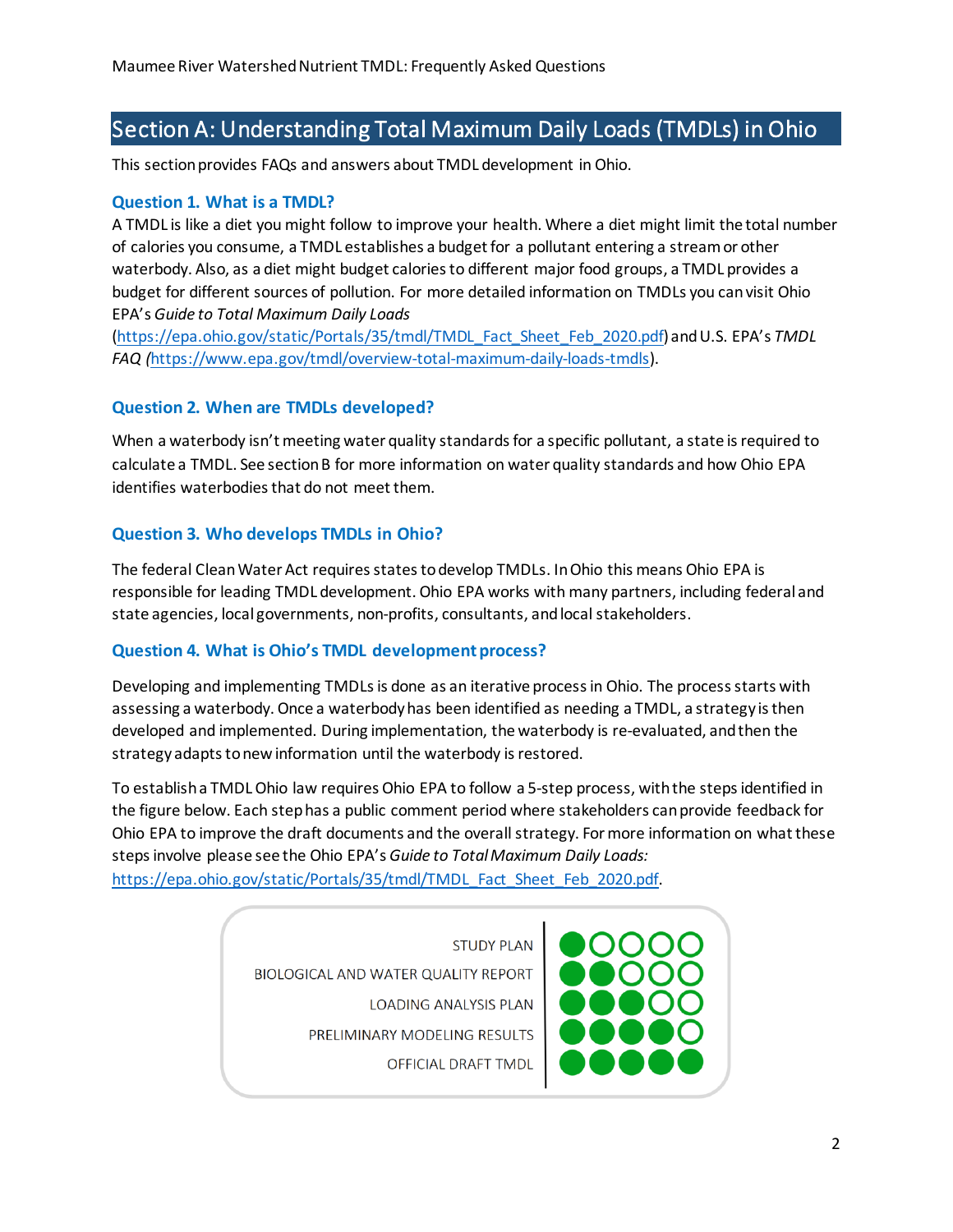## Section A: Understanding Total Maximum Daily Loads (TMDLs) in Ohio

This section provides FAQs and answers about TMDL development in Ohio.

### Question 1. What is a TMDL?

A TMDL is like a diet you might follow to improve your health. Where a diet might limit the total number of calories you consume, a TMDL establishes a budget for a pollutant entering a stream or other waterbody. Also, as a diet might budget calories to different major food groups, a TMDL provides a budget for different sources of pollution. For more detailed information on TMDLs you can visit Ohio EPA's *Guide to Total Maximum Daily Loads* (https://epa.ohio.gov/static/Portals/35/tmdl/TMDL_Fact_Sheet_Feb_2020.pdf) and U.S. EPA's *TMDL FAQ* (https://www.epa.gov/tmdl/overview-total-maximum-daily-loads-tmdls).

### Question 2. When are TMDLs developed?

When a waterbody isn't meeting water quality standards for a specific pollutant, a state is required to calculate a TMDL. See section B for more information on water quality standards and how Ohio EPA identifies waterbodies that do not meet them.

### Question 3. Who develops TMDLs in Ohio?

The federal Clean Water Act requires states to develop TMDLs. In Ohio this means Ohio EPA is responsible for leading TMDL development. Ohio EPA works with many partners, including federal and state agencies, local governments, non-profits, consultants, and local stakeholders.

### Question 4. What is Ohio's TMDL development process?

Developing and implementing TMDLs is done as an iterative process in Ohio. The process starts with assessing a waterbody. Once a waterbody has been identified as needing a TMDL, a strategy is then developed and implemented. During implementation, the waterbody is re-evaluated, and then the strategy adapts to new information until the waterbody is restored.

To establish a TMDL Ohio law requires Ohio EPA to follow a 5-step process, with the steps identified in the figure below. Each step has a public comment period where stakeholders can provide feedback for Ohio EPA to improve the draft documents and the overall strategy. For more information on what these steps involve please see the Ohio EPA's *Guide to Total Maximum Daily Loads:* https://epa.ohio.gov/static/Portals/35/tmdl/TMDL_Fact_Sheet_Feb_2020.pdf.

| Step | Progress |
|---|---|
| STUDY PLAN | ●○○○○ |
| BIOLOGICAL AND WATER QUALITY REPORT | ●●○○○ |
| LOADING ANALYSIS PLAN | ●●●○○ |
| PRELIMINARY MODELING RESULTS | ●●●●○ |
| OFFICIAL DRAFT TMDL | ●●●●● |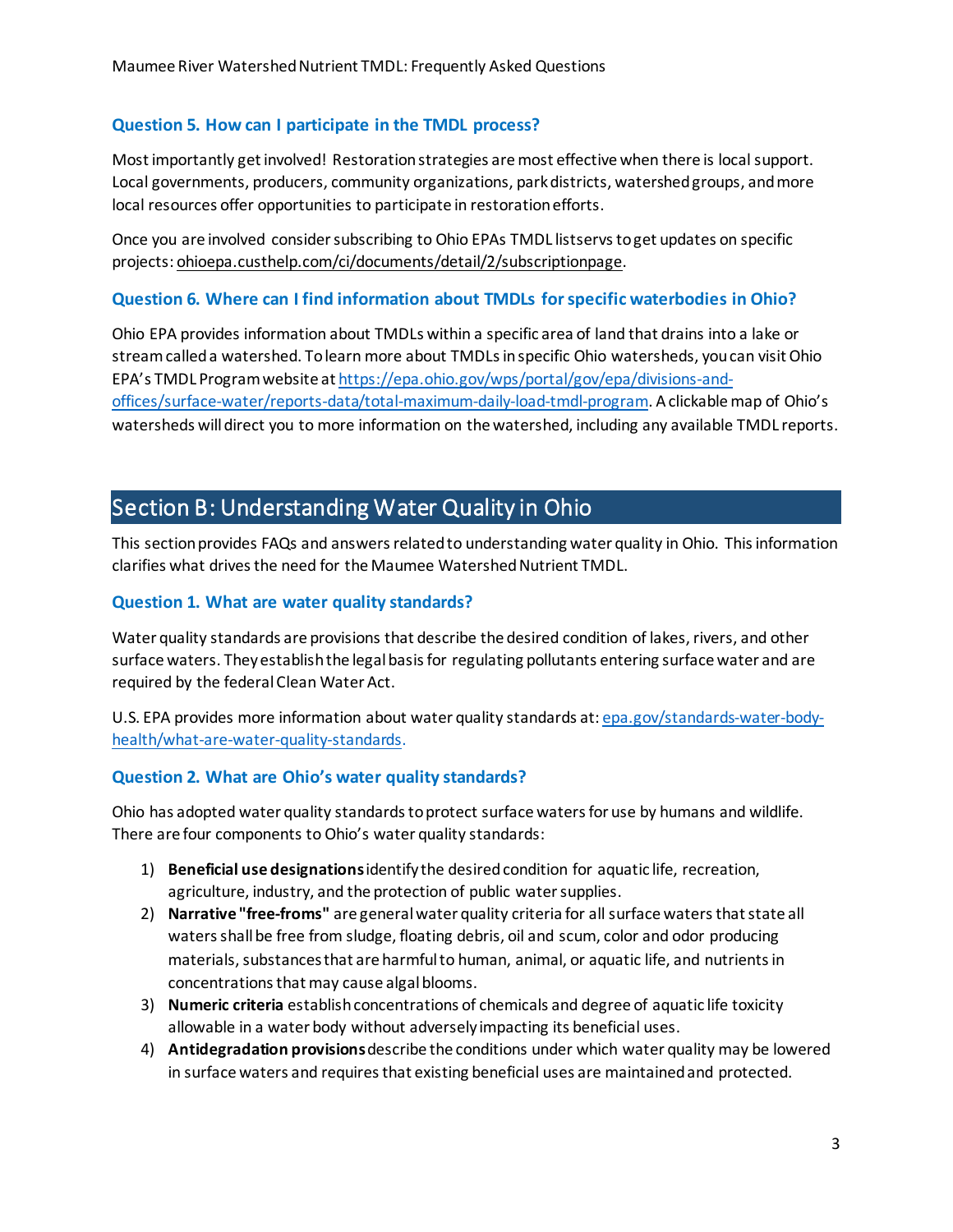### Question 5. How can I participate in the TMDL process?

Most importantly get involved! Restoration strategies are most effective when there is local support. Local governments, producers, community organizations, park districts, watershed groups, and more local resources offer opportunities to participate in restoration efforts.

Once you are involved consider subscribing to Ohio EPAs TMDL listservs to get updates on specific projects: ohioepa.custhelp.com/ci/documents/detail/2/subscriptionpage.

### Question 6. Where can I find information about TMDLs for specific waterbodies in Ohio?

Ohio EPA provides information about TMDLs within a specific area of land that drains into a lake or stream called a watershed. To learn more about TMDLs in specific Ohio watersheds, you can visit Ohio EPA's TMDL Program website at https://epa.ohio.gov/wps/portal/gov/epa/divisions-and-offices/surface-water/reports-data/total-maximum-daily-load-tmdl-program. A clickable map of Ohio's watersheds will direct you to more information on the watershed, including any available TMDL reports.

## Section B: Understanding Water Quality in Ohio

This section provides FAQs and answers related to understanding water quality in Ohio. This information clarifies what drives the need for the Maumee Watershed Nutrient TMDL.

### Question 1. What are water quality standards?

Water quality standards are provisions that describe the desired condition of lakes, rivers, and other surface waters. They establish the legal basis for regulating pollutants entering surface water and are required by the federal Clean Water Act.

U.S. EPA provides more information about water quality standards at: epa.gov/standards-water-body-health/what-are-water-quality-standards.

### Question 2. What are Ohio's water quality standards?

Ohio has adopted water quality standards to protect surface waters for use by humans and wildlife. There are four components to Ohio's water quality standards:

1) **Beneficial use designations** identify the desired condition for aquatic life, recreation, agriculture, industry, and the protection of public water supplies.
2) **Narrative "free-froms"** are general water quality criteria for all surface waters that state all waters shall be free from sludge, floating debris, oil and scum, color and odor producing materials, substances that are harmful to human, animal, or aquatic life, and nutrients in concentrations that may cause algal blooms.
3) **Numeric criteria** establish concentrations of chemicals and degree of aquatic life toxicity allowable in a water body without adversely impacting its beneficial uses.
4) **Antidegradation provisions** describe the conditions under which water quality may be lowered in surface waters and requires that existing beneficial uses are maintained and protected.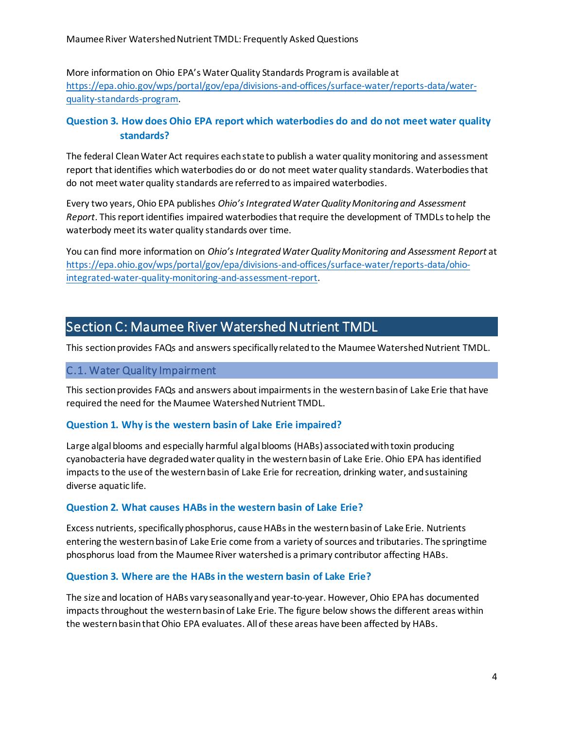More information on Ohio EPA's Water Quality Standards Program is available at [https://epa.ohio.gov/wps/portal/gov/epa/divisions-and-offices/surface-water/reports-data/water-quality-standards-program](https://epa.ohio.gov/wps/portal/gov/epa/divisions-and-offices/surface-water/reports-data/water-quality-standards-program).

### Question 3. How does Ohio EPA report which waterbodies do and do not meet water quality standards?

The federal Clean Water Act requires each state to publish a water quality monitoring and assessment report that identifies which waterbodies do or do not meet water quality standards. Waterbodies that do not meet water quality standards are referred to as impaired waterbodies.

Every two years, Ohio EPA publishes *Ohio's Integrated Water Quality Monitoring and Assessment Report*. This report identifies impaired waterbodies that require the development of TMDLs to help the waterbody meet its water quality standards over time.

You can find more information on *Ohio's Integrated Water Quality Monitoring and Assessment Report* at [https://epa.ohio.gov/wps/portal/gov/epa/divisions-and-offices/surface-water/reports-data/ohio-integrated-water-quality-monitoring-and-assessment-report](https://epa.ohio.gov/wps/portal/gov/epa/divisions-and-offices/surface-water/reports-data/ohio-integrated-water-quality-monitoring-and-assessment-report).

# Section C: Maumee River Watershed Nutrient TMDL

This section provides FAQs and answers specifically related to the Maumee Watershed Nutrient TMDL.

## C.1. Water Quality Impairment

This section provides FAQs and answers about impairments in the western basin of Lake Erie that have required the need for the Maumee Watershed Nutrient TMDL.

### Question 1. Why is the western basin of Lake Erie impaired?

Large algal blooms and especially harmful algal blooms (HABs) associated with toxin producing cyanobacteria have degraded water quality in the western basin of Lake Erie. Ohio EPA has identified impacts to the use of the western basin of Lake Erie for recreation, drinking water, and sustaining diverse aquatic life.

### Question 2. What causes HABs in the western basin of Lake Erie?

Excess nutrients, specifically phosphorus, cause HABs in the western basin of Lake Erie. Nutrients entering the western basin of Lake Erie come from a variety of sources and tributaries. The springtime phosphorus load from the Maumee River watershed is a primary contributor affecting HABs.

### Question 3. Where are the HABs in the western basin of Lake Erie?

The size and location of HABs vary seasonally and year-to-year. However, Ohio EPA has documented impacts throughout the western basin of Lake Erie. The figure below shows the different areas within the western basin that Ohio EPA evaluates. All of these areas have been affected by HABs.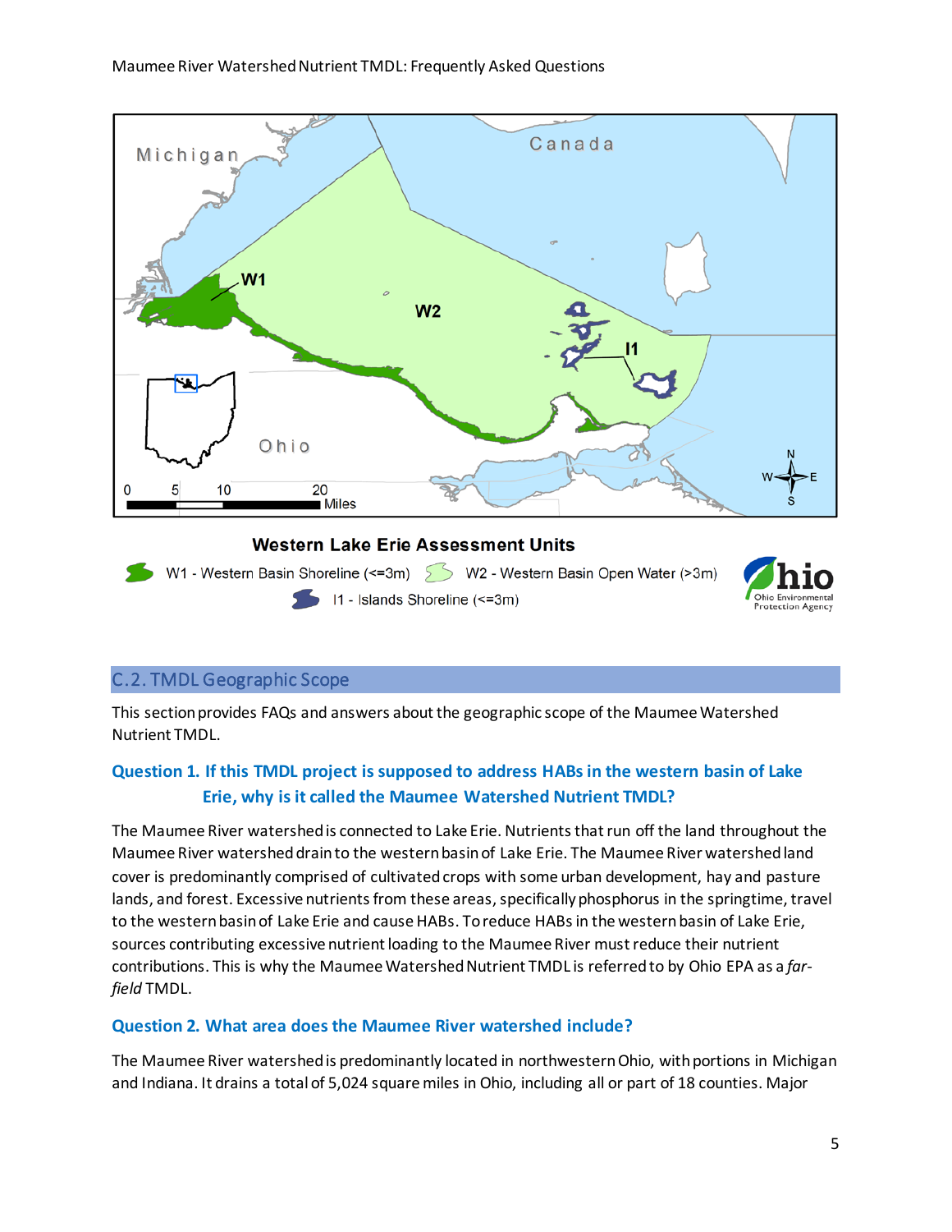## C.2. TMDL Geographic Scope

This section provides FAQs and answers about the geographic scope of the Maumee Watershed Nutrient TMDL.

### Question 1. If this TMDL project is supposed to address HABs in the western basin of Lake Erie, why is it called the Maumee Watershed Nutrient TMDL?

The Maumee River watershed is connected to Lake Erie. Nutrients that run off the land throughout the Maumee River watershed drain to the western basin of Lake Erie. The Maumee River watershed land cover is predominantly comprised of cultivated crops with some urban development, hay and pasture lands, and forest. Excessive nutrients from these areas, specifically phosphorus in the springtime, travel to the western basin of Lake Erie and cause HABs. To reduce HABs in the western basin of Lake Erie, sources contributing excessive nutrient loading to the Maumee River must reduce their nutrient contributions. This is why the Maumee Watershed Nutrient TMDL is referred to by Ohio EPA as a *far-field* TMDL.

### Question 2. What area does the Maumee River watershed include?

The Maumee River watershed is predominantly located in northwestern Ohio, with portions in Michigan and Indiana. It drains a total of 5,024 square miles in Ohio, including all or part of 18 counties. Major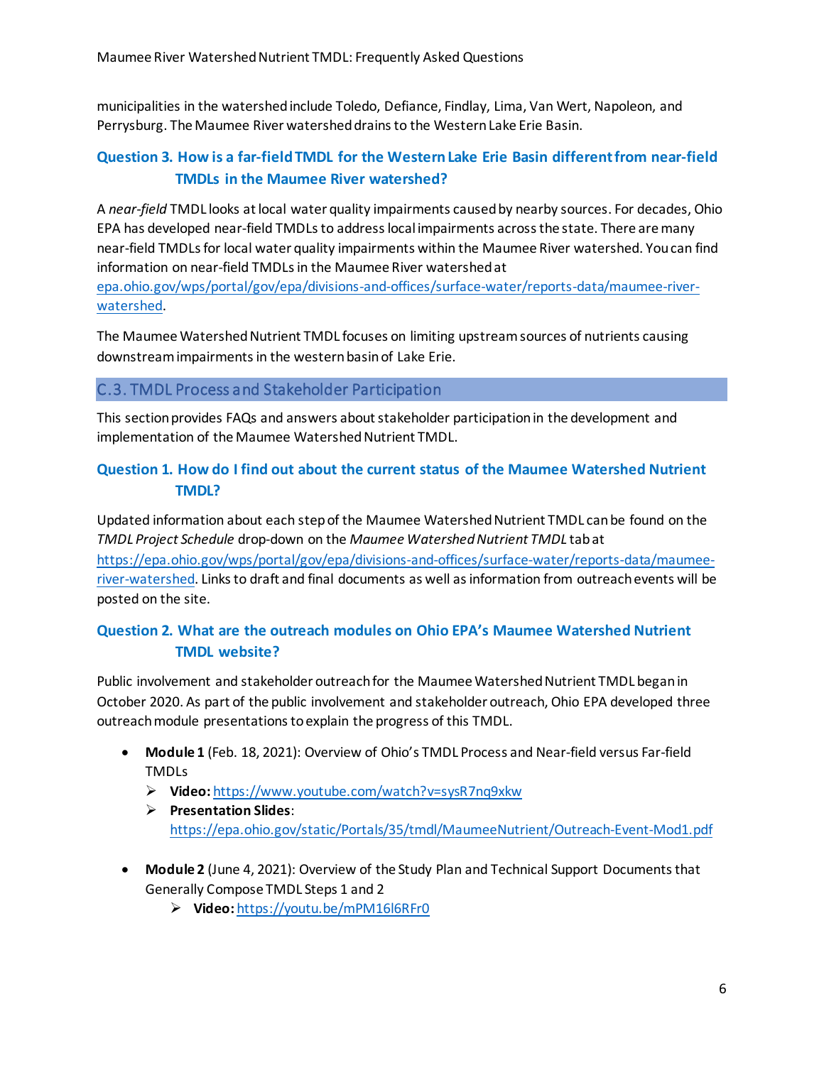municipalities in the watershed include Toledo, Defiance, Findlay, Lima, Van Wert, Napoleon, and Perrysburg. The Maumee River watershed drains to the Western Lake Erie Basin.

### Question 3. How is a far-field TMDL for the Western Lake Erie Basin different from near-field TMDLs in the Maumee River watershed?

A *near-field* TMDL looks at local water quality impairments caused by nearby sources. For decades, Ohio EPA has developed near-field TMDLs to address local impairments across the state. There are many near-field TMDLs for local water quality impairments within the Maumee River watershed. You can find information on near-field TMDLs in the Maumee River watershed at [epa.ohio.gov/wps/portal/gov/epa/divisions-and-offices/surface-water/reports-data/maumee-river-watershed](epa.ohio.gov/wps/portal/gov/epa/divisions-and-offices/surface-water/reports-data/maumee-river-watershed).

The Maumee Watershed Nutrient TMDL focuses on limiting upstream sources of nutrients causing downstream impairments in the western basin of Lake Erie.

## C.3. TMDL Process and Stakeholder Participation

This section provides FAQs and answers about stakeholder participation in the development and implementation of the Maumee Watershed Nutrient TMDL.

### Question 1. How do I find out about the current status of the Maumee Watershed Nutrient TMDL?

Updated information about each step of the Maumee Watershed Nutrient TMDL can be found on the *TMDL Project Schedule* drop-down on the *Maumee Watershed Nutrient TMDL* tab at [https://epa.ohio.gov/wps/portal/gov/epa/divisions-and-offices/surface-water/reports-data/maumee-river-watershed](https://epa.ohio.gov/wps/portal/gov/epa/divisions-and-offices/surface-water/reports-data/maumee-river-watershed). Links to draft and final documents as well as information from outreach events will be posted on the site.

### Question 2. What are the outreach modules on Ohio EPA's Maumee Watershed Nutrient TMDL website?

Public involvement and stakeholder outreach for the Maumee Watershed Nutrient TMDL began in October 2020. As part of the public involvement and stakeholder outreach, Ohio EPA developed three outreach module presentations to explain the progress of this TMDL.

- **Module 1** (Feb. 18, 2021): Overview of Ohio's TMDL Process and Near-field versus Far-field TMDLs
  - **Video:** [https://www.youtube.com/watch?v=sysR7nq9xkw](https://www.youtube.com/watch?v=sysR7nq9xkw)
  - **Presentation Slides**: [https://epa.ohio.gov/static/Portals/35/tmdl/MaumeeNutrient/Outreach-Event-Mod1.pdf](https://epa.ohio.gov/static/Portals/35/tmdl/MaumeeNutrient/Outreach-Event-Mod1.pdf)
- **Module 2** (June 4, 2021): Overview of the Study Plan and Technical Support Documents that Generally Compose TMDL Steps 1 and 2
  - **Video:** [https://youtu.be/mPM16l6RFr0](https://youtu.be/mPM16l6RFr0)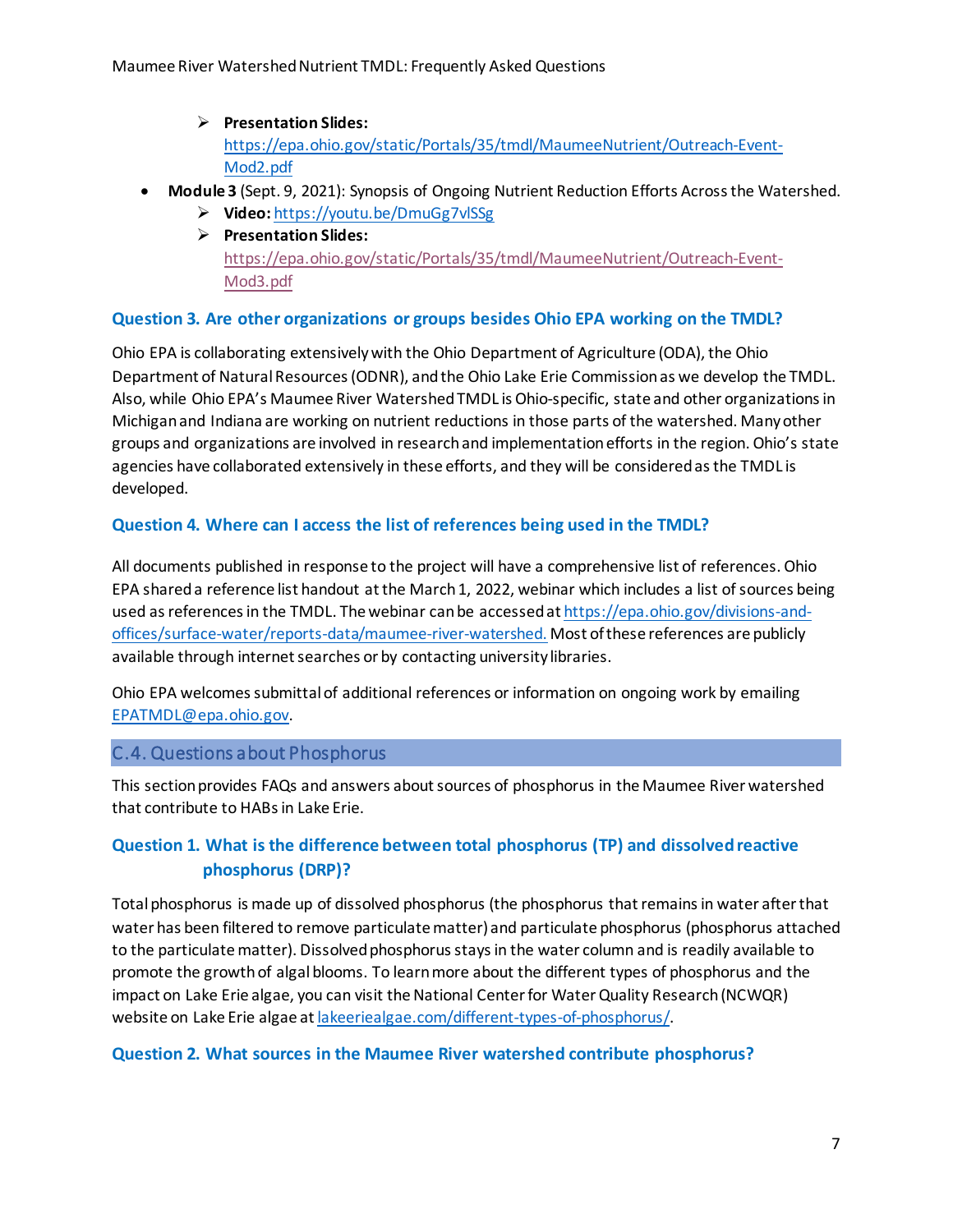- **Presentation Slides:** [https://epa.ohio.gov/static/Portals/35/tmdl/MaumeeNutrient/Outreach-Event-Mod2.pdf](https://epa.ohio.gov/static/Portals/35/tmdl/MaumeeNutrient/Outreach-Event-Mod2.pdf)

- **Module 3** (Sept. 9, 2021): Synopsis of Ongoing Nutrient Reduction Efforts Across the Watershed.
  - **Video:** [https://youtu.be/DmuGg7vlSSg](https://youtu.be/DmuGg7vlSSg)
  - **Presentation Slides:** [https://epa.ohio.gov/static/Portals/35/tmdl/MaumeeNutrient/Outreach-Event-Mod3.pdf](https://epa.ohio.gov/static/Portals/35/tmdl/MaumeeNutrient/Outreach-Event-Mod3.pdf)

### Question 3. Are other organizations or groups besides Ohio EPA working on the TMDL?

Ohio EPA is collaborating extensively with the Ohio Department of Agriculture (ODA), the Ohio Department of Natural Resources (ODNR), and the Ohio Lake Erie Commission as we develop the TMDL. Also, while Ohio EPA's Maumee River Watershed TMDL is Ohio-specific, state and other organizations in Michigan and Indiana are working on nutrient reductions in those parts of the watershed. Many other groups and organizations are involved in research and implementation efforts in the region. Ohio's state agencies have collaborated extensively in these efforts, and they will be considered as the TMDL is developed.

### Question 4. Where can I access the list of references being used in the TMDL?

All documents published in response to the project will have a comprehensive list of references. Ohio EPA shared a reference list handout at the March 1, 2022, webinar which includes a list of sources being used as references in the TMDL. The webinar can be accessed at [https://epa.ohio.gov/divisions-and-offices/surface-water/reports-data/maumee-river-watershed.](https://epa.ohio.gov/divisions-and-offices/surface-water/reports-data/maumee-river-watershed) Most of these references are publicly available through internet searches or by contacting university libraries.

Ohio EPA welcomes submittal of additional references or information on ongoing work by emailing [EPATMDL@epa.ohio.gov](mailto:EPATMDL@epa.ohio.gov).

## C.4. Questions about Phosphorus

This section provides FAQs and answers about sources of phosphorus in the Maumee River watershed that contribute to HABs in Lake Erie.

### Question 1. What is the difference between total phosphorus (TP) and dissolved reactive phosphorus (DRP)?

Total phosphorus is made up of dissolved phosphorus (the phosphorus that remains in water after that water has been filtered to remove particulate matter) and particulate phosphorus (phosphorus attached to the particulate matter). Dissolved phosphorus stays in the water column and is readily available to promote the growth of algal blooms. To learn more about the different types of phosphorus and the impact on Lake Erie algae, you can visit the National Center for Water Quality Research (NCWQR) website on Lake Erie algae at [lakeeriealgae.com/different-types-of-phosphorus/](https://lakeeriealgae.com/different-types-of-phosphorus/).

### Question 2. What sources in the Maumee River watershed contribute phosphorus?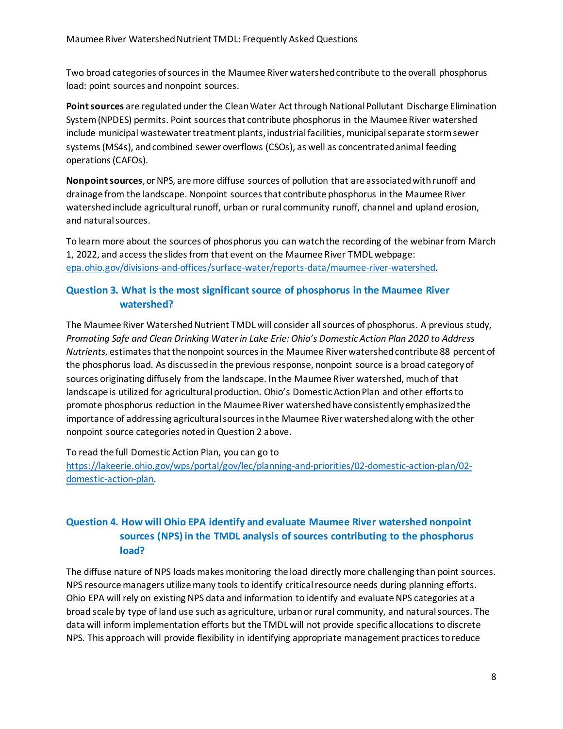Two broad categories of sources in the Maumee River watershed contribute to the overall phosphorus load: point sources and nonpoint sources.

**Point sources** are regulated under the Clean Water Act through National Pollutant Discharge Elimination System (NPDES) permits. Point sources that contribute phosphorus in the Maumee River watershed include municipal wastewater treatment plants, industrial facilities, municipal separate storm sewer systems (MS4s), and combined sewer overflows (CSOs), as well as concentrated animal feeding operations (CAFOs).

**Nonpoint sources**, or NPS, are more diffuse sources of pollution that are associated with runoff and drainage from the landscape. Nonpoint sources that contribute phosphorus in the Maumee River watershed include agricultural runoff, urban or rural community runoff, channel and upland erosion, and natural sources.

To learn more about the sources of phosphorus you can watch the recording of the webinar from March 1, 2022, and access the slides from that event on the Maumee River TMDL webpage: [epa.ohio.gov/divisions-and-offices/surface-water/reports-data/maumee-river-watershed](epa.ohio.gov/divisions-and-offices/surface-water/reports-data/maumee-river-watershed).

## Question 3. What is the most significant source of phosphorus in the Maumee River watershed?

The Maumee River Watershed Nutrient TMDL will consider all sources of phosphorus. A previous study, *Promoting Safe and Clean Drinking Water in Lake Erie: Ohio's Domestic Action Plan 2020 to Address Nutrients*, estimates that the nonpoint sources in the Maumee River watershed contribute 88 percent of the phosphorus load. As discussed in the previous response, nonpoint source is a broad category of sources originating diffusely from the landscape. In the Maumee River watershed, much of that landscape is utilized for agricultural production. Ohio's Domestic Action Plan and other efforts to promote phosphorus reduction in the Maumee River watershed have consistently emphasized the importance of addressing agricultural sources in the Maumee River watershed along with the other nonpoint source categories noted in Question 2 above.

To read the full Domestic Action Plan, you can go to [https://lakeerie.ohio.gov/wps/portal/gov/lec/planning-and-priorities/02-domestic-action-plan/02-domestic-action-plan](https://lakeerie.ohio.gov/wps/portal/gov/lec/planning-and-priorities/02-domestic-action-plan/02-domestic-action-plan).

## Question 4. How will Ohio EPA identify and evaluate Maumee River watershed nonpoint sources (NPS) in the TMDL analysis of sources contributing to the phosphorus load?

The diffuse nature of NPS loads makes monitoring the load directly more challenging than point sources. NPS resource managers utilize many tools to identify critical resource needs during planning efforts. Ohio EPA will rely on existing NPS data and information to identify and evaluate NPS categories at a broad scale by type of land use such as agriculture, urban or rural community, and natural sources. The data will inform implementation efforts but the TMDL will not provide specific allocations to discrete NPS. This approach will provide flexibility in identifying appropriate management practices to reduce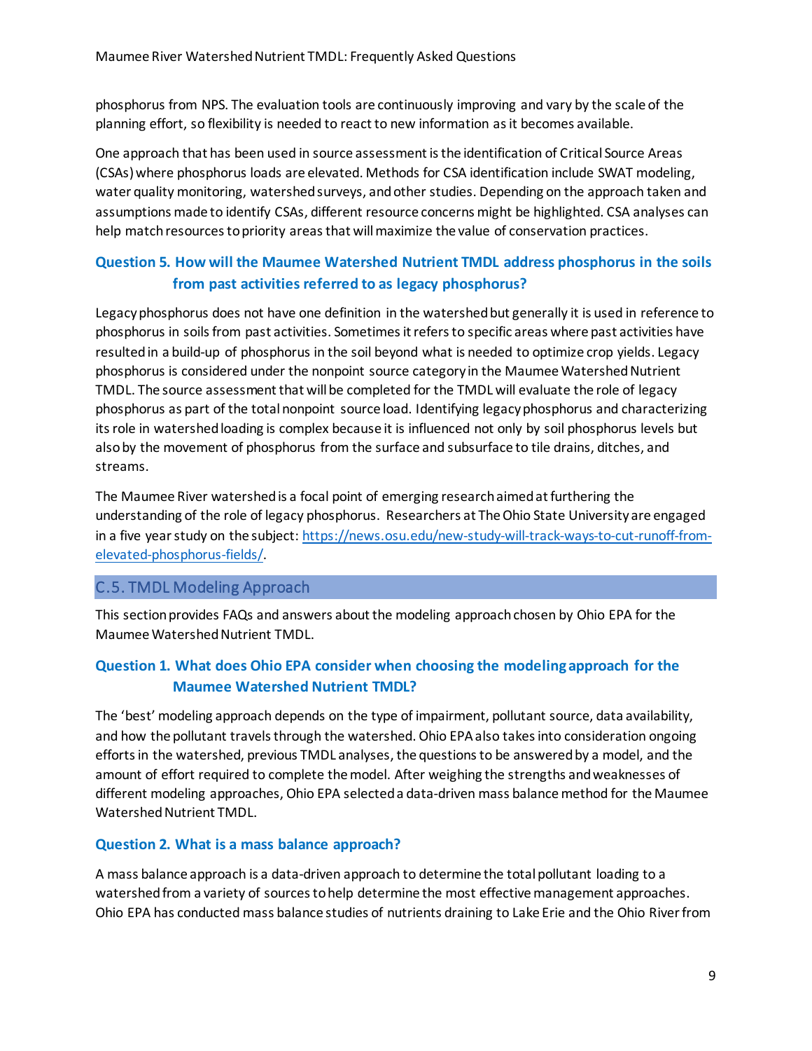phosphorus from NPS. The evaluation tools are continuously improving and vary by the scale of the planning effort, so flexibility is needed to react to new information as it becomes available.

One approach that has been used in source assessment is the identification of Critical Source Areas (CSAs) where phosphorus loads are elevated. Methods for CSA identification include SWAT modeling, water quality monitoring, watershed surveys, and other studies. Depending on the approach taken and assumptions made to identify CSAs, different resource concerns might be highlighted. CSA analyses can help match resources to priority areas that will maximize the value of conservation practices.

### Question 5. How will the Maumee Watershed Nutrient TMDL address phosphorus in the soils from past activities referred to as legacy phosphorus?

Legacy phosphorus does not have one definition in the watershed but generally it is used in reference to phosphorus in soils from past activities. Sometimes it refers to specific areas where past activities have resulted in a build-up of phosphorus in the soil beyond what is needed to optimize crop yields. Legacy phosphorus is considered under the nonpoint source category in the Maumee Watershed Nutrient TMDL. The source assessment that will be completed for the TMDL will evaluate the role of legacy phosphorus as part of the total nonpoint source load. Identifying legacy phosphorus and characterizing its role in watershed loading is complex because it is influenced not only by soil phosphorus levels but also by the movement of phosphorus from the surface and subsurface to tile drains, ditches, and streams.

The Maumee River watershed is a focal point of emerging research aimed at furthering the understanding of the role of legacy phosphorus. Researchers at The Ohio State University are engaged in a five year study on the subject: [https://news.osu.edu/new-study-will-track-ways-to-cut-runoff-from-elevated-phosphorus-fields/](https://news.osu.edu/new-study-will-track-ways-to-cut-runoff-from-elevated-phosphorus-fields/).

## C.5. TMDL Modeling Approach

This section provides FAQs and answers about the modeling approach chosen by Ohio EPA for the Maumee Watershed Nutrient TMDL.

### Question 1. What does Ohio EPA consider when choosing the modeling approach for the Maumee Watershed Nutrient TMDL?

The 'best' modeling approach depends on the type of impairment, pollutant source, data availability, and how the pollutant travels through the watershed. Ohio EPA also takes into consideration ongoing efforts in the watershed, previous TMDL analyses, the questions to be answered by a model, and the amount of effort required to complete the model. After weighing the strengths and weaknesses of different modeling approaches, Ohio EPA selected a data-driven mass balance method for the Maumee Watershed Nutrient TMDL.

### Question 2. What is a mass balance approach?

A mass balance approach is a data-driven approach to determine the total pollutant loading to a watershed from a variety of sources to help determine the most effective management approaches. Ohio EPA has conducted mass balance studies of nutrients draining to Lake Erie and the Ohio River from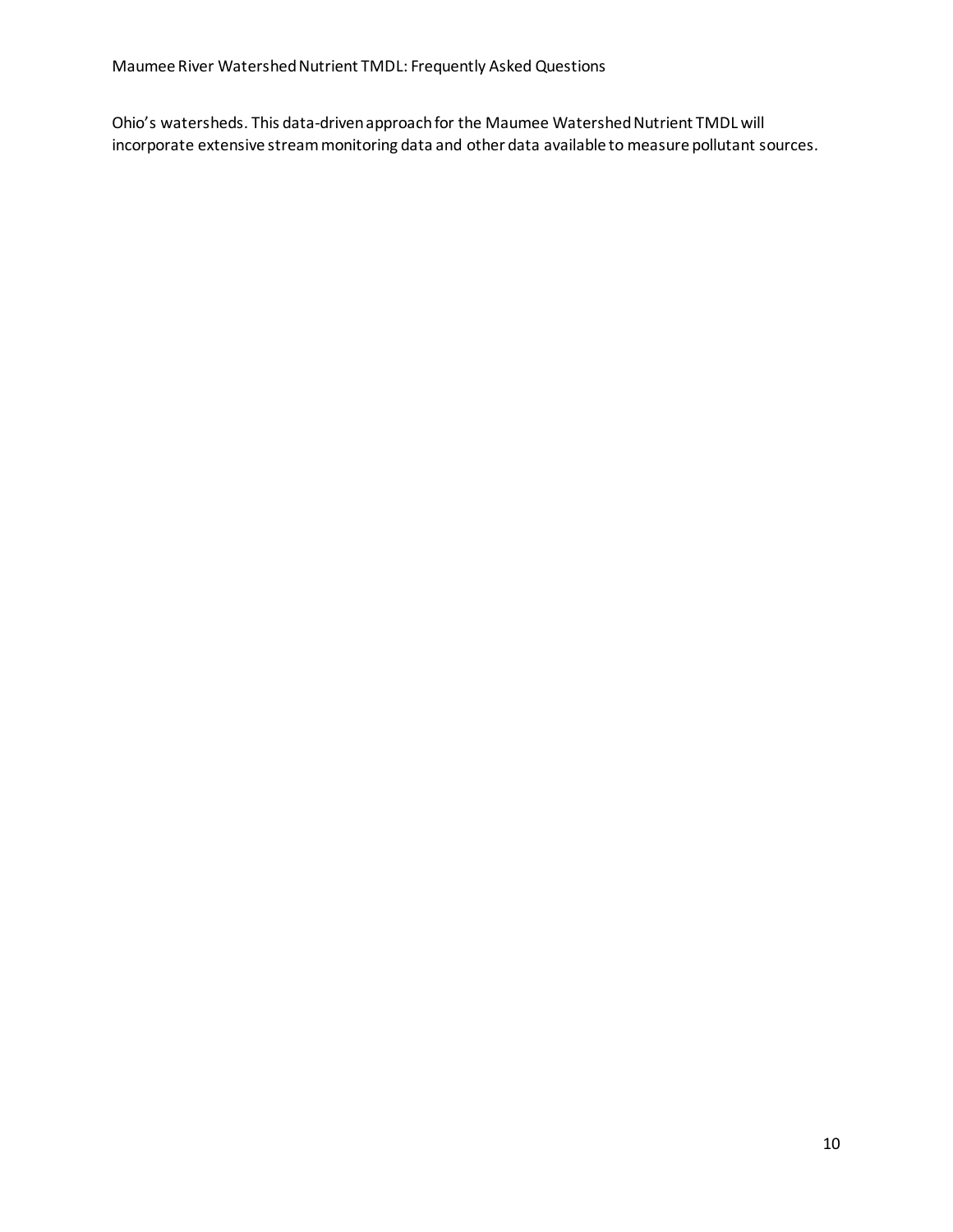Ohio's watersheds. This data-driven approach for the Maumee Watershed Nutrient TMDL will incorporate extensive stream monitoring data and other data available to measure pollutant sources.